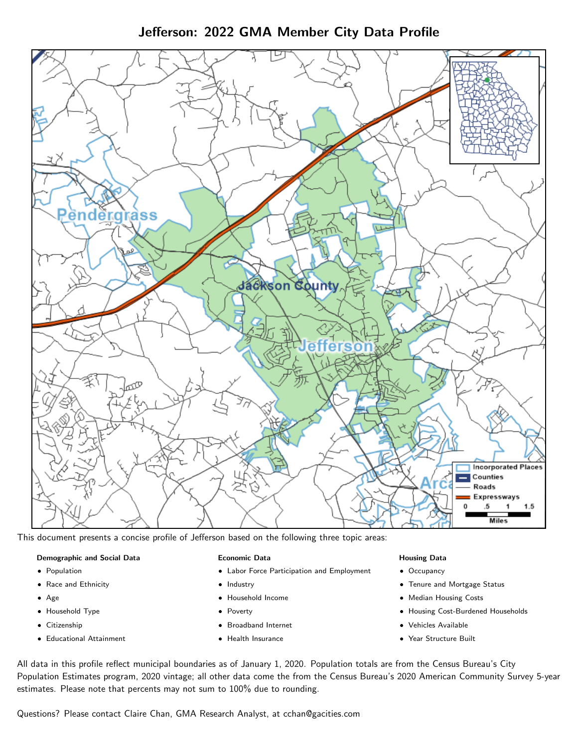# Jefferson: 2022 GMA Member City Data Profile

This document presents a concise profile of Jefferson based on the following three topic areas:

**Demographic and Social Data**

- Population
- Race and Ethnicity
- Age
- Household Type
- Citizenship
- Educational Attainment

**Economic Data**

- Labor Force Participation and Employment
- Industry
- Household Income
- Poverty
- Broadband Internet
- Health Insurance

**Housing Data**

- Occupancy
- Tenure and Mortgage Status
- Median Housing Costs
- Housing Cost-Burdened Households
- Vehicles Available
- Year Structure Built

All data in this profile reflect municipal boundaries as of January 1, 2020. Population totals are from the Census Bureau's City Population Estimates program, 2020 vintage; all other data come the from the Census Bureau's 2020 American Community Survey 5-year estimates. Please note that percents may not sum to 100% due to rounding.

Questions? Please contact Claire Chan, GMA Research Analyst, at cchan@gacities.com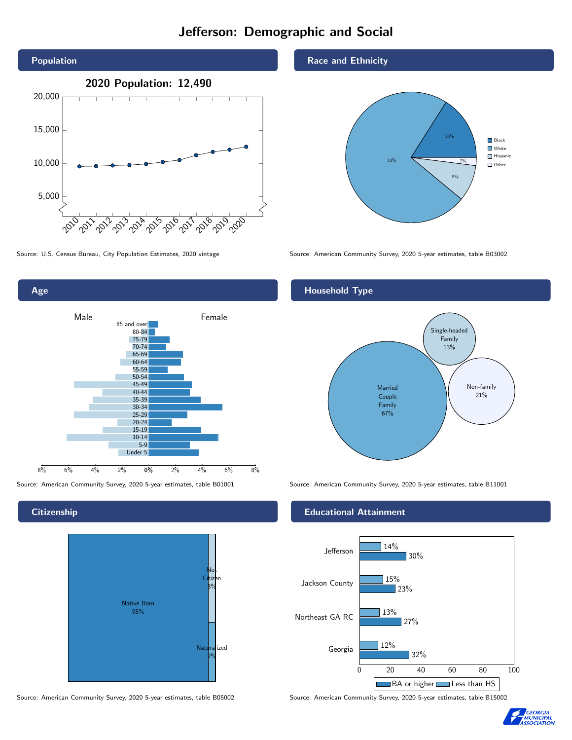# Jefferson: Demographic and Social

## Population

2020 Population: 12,490

Source: U.S. Census Bureau, City Population Estimates, 2020 vintage

## Race and Ethnicity

| Category | Percent |
|---|---|
| Black | 16% |
| White | 73% |
| Hispanic | 9% |
| Other | 2% |

Source: American Community Survey, 2020 5-year estimates, table B03002

## Age

Source: American Community Survey, 2020 5-year estimates, table B01001

## Household Type

| Household Type | Percent |
|---|---|
| Married Couple Family | 67% |
| Single-headed Family | 13% |
| Non-family | 21% |

Source: American Community Survey, 2020 5-year estimates, table B11001

## Citizenship

| Status | Percent |
|---|---|
| Native Born | 95% |
| Not Citizen | 3% |
| Naturalized | 2% |

Source: American Community Survey, 2020 5-year estimates, table B05002

## Educational Attainment

| Area | Less than HS | BA or higher |
|---|---|---|
| Jefferson | 14% | 30% |
| Jackson County | 15% | 23% |
| Northeast GA RC | 13% | 27% |
| Georgia | 12% | 32% |

Source: American Community Survey, 2020 5-year estimates, table B15002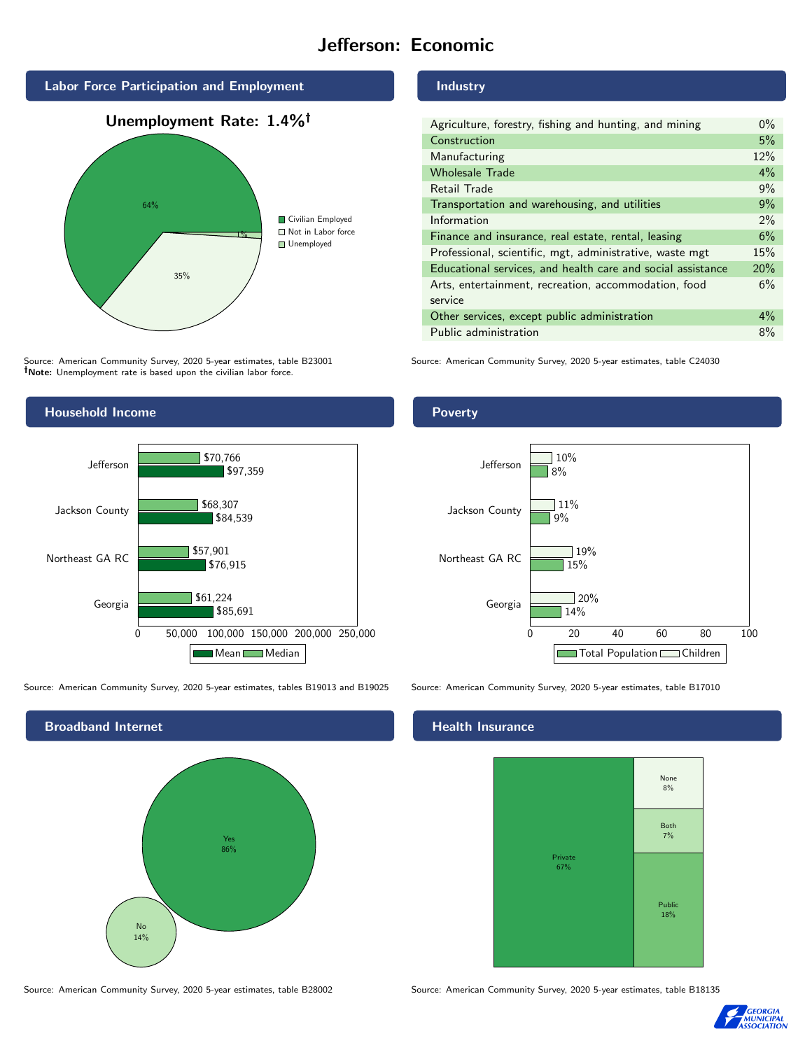# Jefferson: Economic

## Labor Force Participation and Employment

**Unemployment Rate: 1.4%†**

| Category | Percent |
|---|---|
| Civilian Employed | 64% |
| Not in Labor force | 35% |
| Unemployed | 1% |

Source: American Community Survey, 2020 5-year estimates, table B23001
**†Note:** Unemployment rate is based upon the civilian labor force.

## Industry

| Industry | Percent |
|---|---|
| Agriculture, forestry, fishing and hunting, and mining | 0% |
| Construction | 5% |
| Manufacturing | 12% |
| Wholesale Trade | 4% |
| Retail Trade | 9% |
| Transportation and warehousing, and utilities | 9% |
| Information | 2% |
| Finance and insurance, real estate, rental, leasing | 6% |
| Professional, scientific, mgt, administrative, waste mgt | 15% |
| Educational services, and health care and social assistance | 20% |
| Arts, entertainment, recreation, accommodation, food service | 6% |
| Other services, except public administration | 4% |
| Public administration | 8% |

Source: American Community Survey, 2020 5-year estimates, table C24030

## Household Income

| | Median | Mean |
|---|---|---|
| Jefferson | $70,766 | $97,359 |
| Jackson County | $68,307 | $84,539 |
| Northeast GA RC | $57,901 | $76,915 |
| Georgia | $61,224 | $85,691 |

Source: American Community Survey, 2020 5-year estimates, tables B19013 and B19025

## Poverty

| | Children | Total Population |
|---|---|---|
| Jefferson | 10% | 8% |
| Jackson County | 11% | 9% |
| Northeast GA RC | 19% | 15% |
| Georgia | 20% | 14% |

Source: American Community Survey, 2020 5-year estimates, table B17010

## Broadband Internet

| | Percent |
|---|---|
| Yes | 86% |
| No | 14% |

Source: American Community Survey, 2020 5-year estimates, table B28002

## Health Insurance

| | Percent |
|---|---|
| Private | 67% |
| Public | 18% |
| Both | 7% |
| None | 8% |

Source: American Community Survey, 2020 5-year estimates, table B18135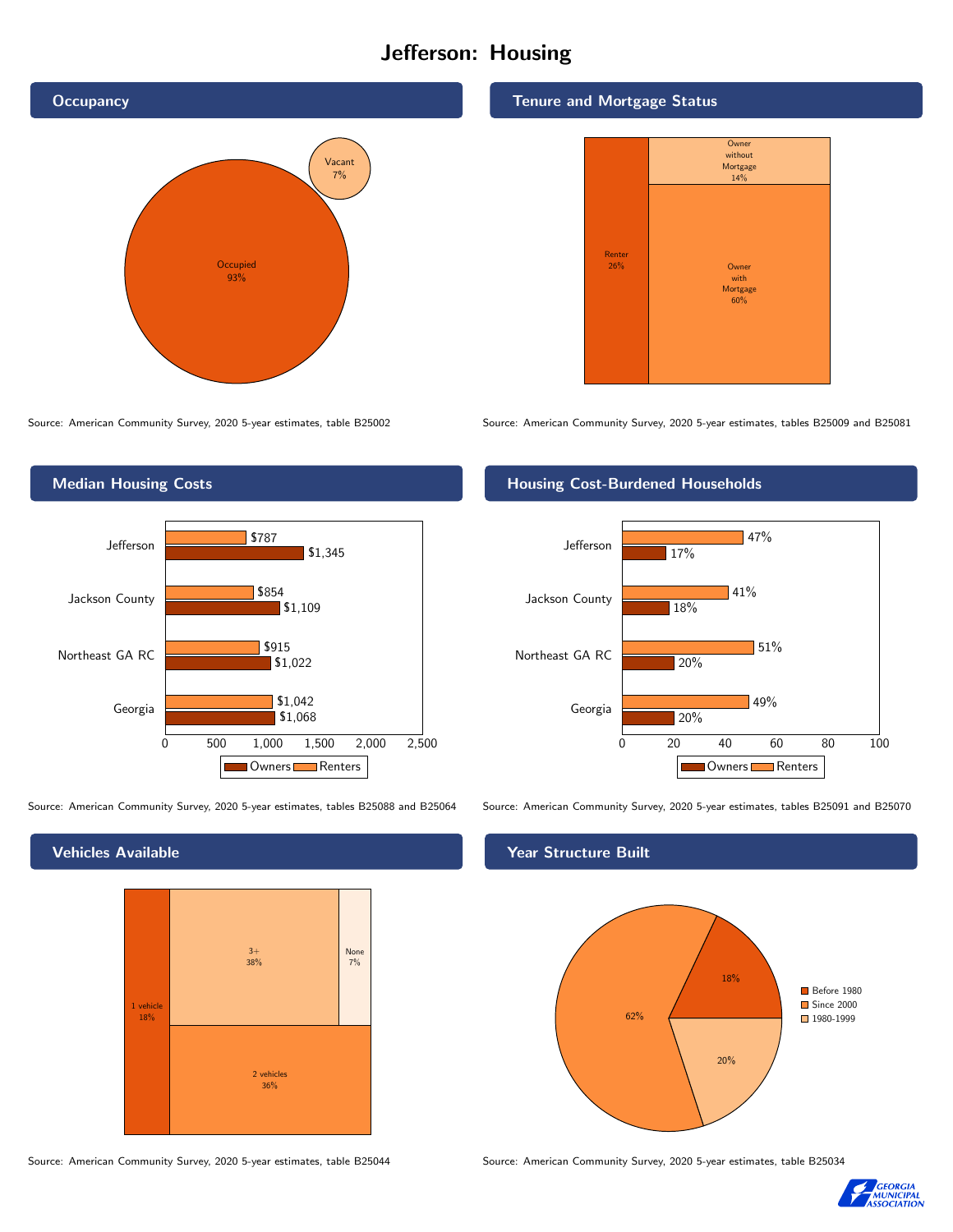# Jefferson: Housing

## Occupancy

Vacant
7%

Occupied
93%

Source: American Community Survey, 2020 5-year estimates, table B25002

## Tenure and Mortgage Status

Owner without Mortgage
14%

Renter
26%

Owner with Mortgage
60%

Source: American Community Survey, 2020 5-year estimates, tables B25009 and B25081

## Median Housing Costs

Jefferson
$787
$1,345

Jackson County
$854
$1,109

Northeast GA RC
$915
$1,022

Georgia
$1,042
$1,068

0 500 1,000 1,500 2,000 2,500

Owners Renters

Source: American Community Survey, 2020 5-year estimates, tables B25088 and B25064

## Housing Cost-Burdened Households

Jefferson
47%
17%

Jackson County
41%
18%

Northeast GA RC
51%
20%

Georgia
49%
20%

0 20 40 60 80 100

Owners Renters

Source: American Community Survey, 2020 5-year estimates, tables B25091 and B25070

## Vehicles Available

1 vehicle
18%

3+
38%

None
7%

2 vehicles
36%

Source: American Community Survey, 2020 5-year estimates, table B25044

## Year Structure Built

18%

62%

20%

Before 1980
Since 2000
1980-1999

Source: American Community Survey, 2020 5-year estimates, table B25034